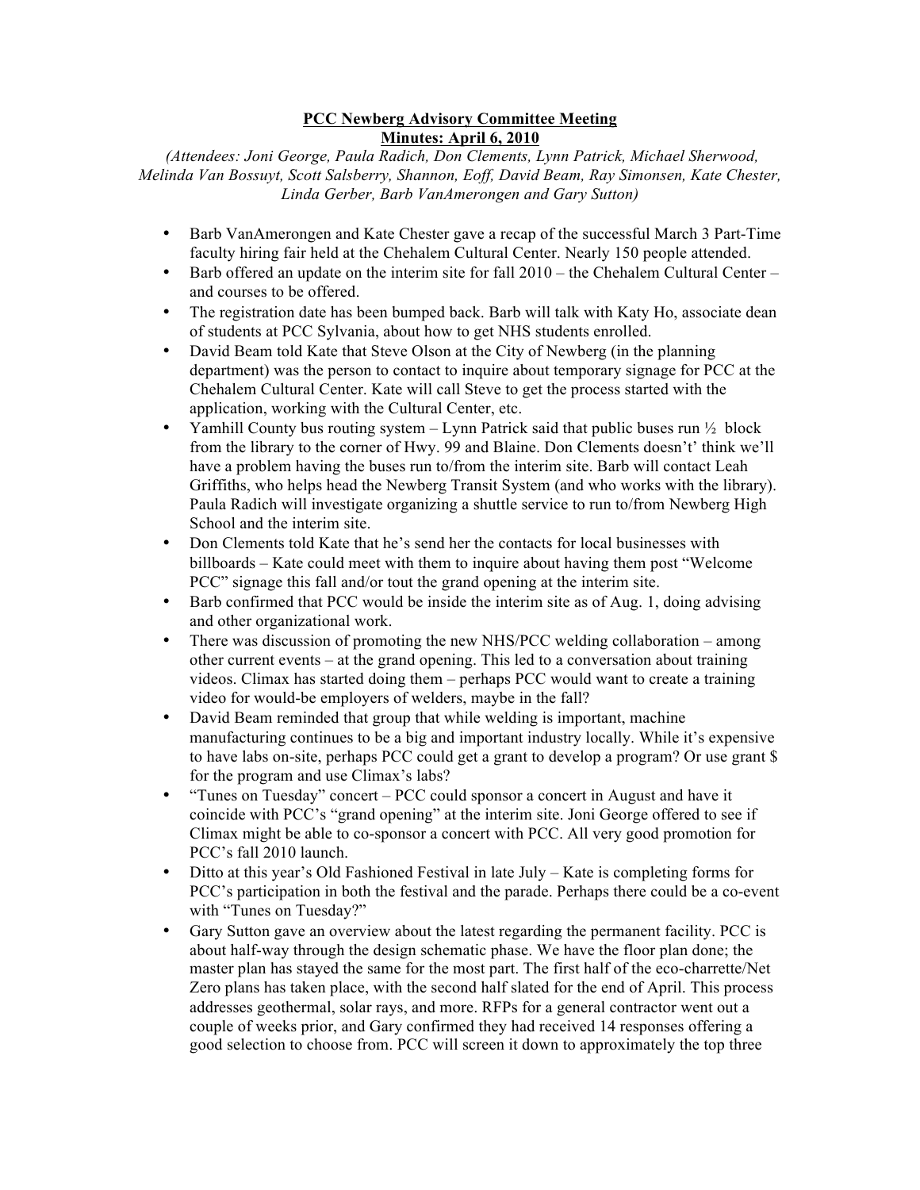**PCC Newberg Advisory Committee Meeting**
**Minutes: April 6, 2010**

*(Attendees: Joni George, Paula Radich, Don Clements, Lynn Patrick, Michael Sherwood, Melinda Van Bossuyt, Scott Salsberry, Shannon, Eoff, David Beam, Ray Simonsen, Kate Chester, Linda Gerber, Barb VanAmerongen and Gary Sutton)*

- Barb VanAmerongen and Kate Chester gave a recap of the successful March 3 Part-Time faculty hiring fair held at the Chehalem Cultural Center. Nearly 150 people attended.
- Barb offered an update on the interim site for fall 2010 – the Chehalem Cultural Center – and courses to be offered.
- The registration date has been bumped back. Barb will talk with Katy Ho, associate dean of students at PCC Sylvania, about how to get NHS students enrolled.
- David Beam told Kate that Steve Olson at the City of Newberg (in the planning department) was the person to contact to inquire about temporary signage for PCC at the Chehalem Cultural Center. Kate will call Steve to get the process started with the application, working with the Cultural Center, etc.
- Yamhill County bus routing system – Lynn Patrick said that public buses run ½ block from the library to the corner of Hwy. 99 and Blaine. Don Clements doesn't' think we'll have a problem having the buses run to/from the interim site. Barb will contact Leah Griffiths, who helps head the Newberg Transit System (and who works with the library). Paula Radich will investigate organizing a shuttle service to run to/from Newberg High School and the interim site.
- Don Clements told Kate that he's send her the contacts for local businesses with billboards – Kate could meet with them to inquire about having them post "Welcome PCC" signage this fall and/or tout the grand opening at the interim site.
- Barb confirmed that PCC would be inside the interim site as of Aug. 1, doing advising and other organizational work.
- There was discussion of promoting the new NHS/PCC welding collaboration – among other current events – at the grand opening. This led to a conversation about training videos. Climax has started doing them – perhaps PCC would want to create a training video for would-be employers of welders, maybe in the fall?
- David Beam reminded that group that while welding is important, machine manufacturing continues to be a big and important industry locally. While it's expensive to have labs on-site, perhaps PCC could get a grant to develop a program? Or use grant $ for the program and use Climax's labs?
- "Tunes on Tuesday" concert – PCC could sponsor a concert in August and have it coincide with PCC's "grand opening" at the interim site. Joni George offered to see if Climax might be able to co-sponsor a concert with PCC. All very good promotion for PCC's fall 2010 launch.
- Ditto at this year's Old Fashioned Festival in late July – Kate is completing forms for PCC's participation in both the festival and the parade. Perhaps there could be a co-event with "Tunes on Tuesday?"
- Gary Sutton gave an overview about the latest regarding the permanent facility. PCC is about half-way through the design schematic phase. We have the floor plan done; the master plan has stayed the same for the most part. The first half of the eco-charrette/Net Zero plans has taken place, with the second half slated for the end of April. This process addresses geothermal, solar rays, and more. RFPs for a general contractor went out a couple of weeks prior, and Gary confirmed they had received 14 responses offering a good selection to choose from. PCC will screen it down to approximately the top three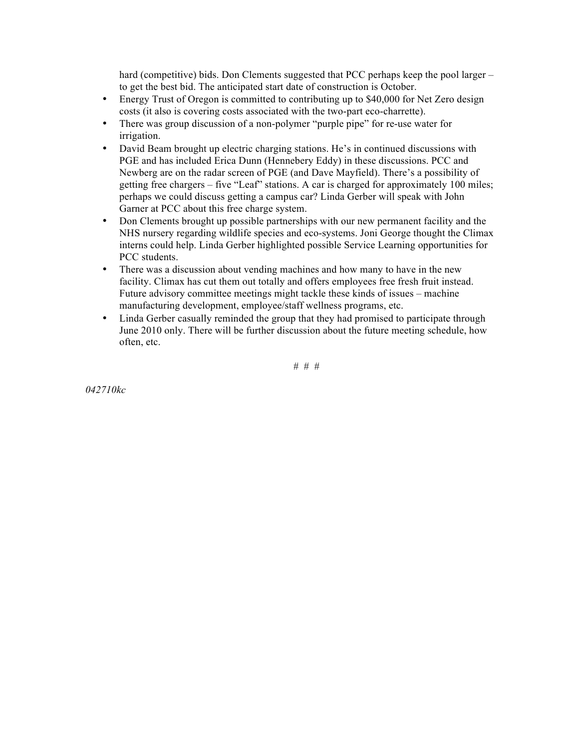hard (competitive) bids. Don Clements suggested that PCC perhaps keep the pool larger – to get the best bid. The anticipated start date of construction is October.

- Energy Trust of Oregon is committed to contributing up to $40,000 for Net Zero design costs (it also is covering costs associated with the two-part eco-charrette).
- There was group discussion of a non-polymer "purple pipe" for re-use water for irrigation.
- David Beam brought up electric charging stations. He's in continued discussions with PGE and has included Erica Dunn (Hennebery Eddy) in these discussions. PCC and Newberg are on the radar screen of PGE (and Dave Mayfield). There's a possibility of getting free chargers – five "Leaf" stations. A car is charged for approximately 100 miles; perhaps we could discuss getting a campus car? Linda Gerber will speak with John Garner at PCC about this free charge system.
- Don Clements brought up possible partnerships with our new permanent facility and the NHS nursery regarding wildlife species and eco-systems. Joni George thought the Climax interns could help. Linda Gerber highlighted possible Service Learning opportunities for PCC students.
- There was a discussion about vending machines and how many to have in the new facility. Climax has cut them out totally and offers employees free fresh fruit instead. Future advisory committee meetings might tackle these kinds of issues – machine manufacturing development, employee/staff wellness programs, etc.
- Linda Gerber casually reminded the group that they had promised to participate through June 2010 only. There will be further discussion about the future meeting schedule, how often, etc.

# # #

*042710kc*